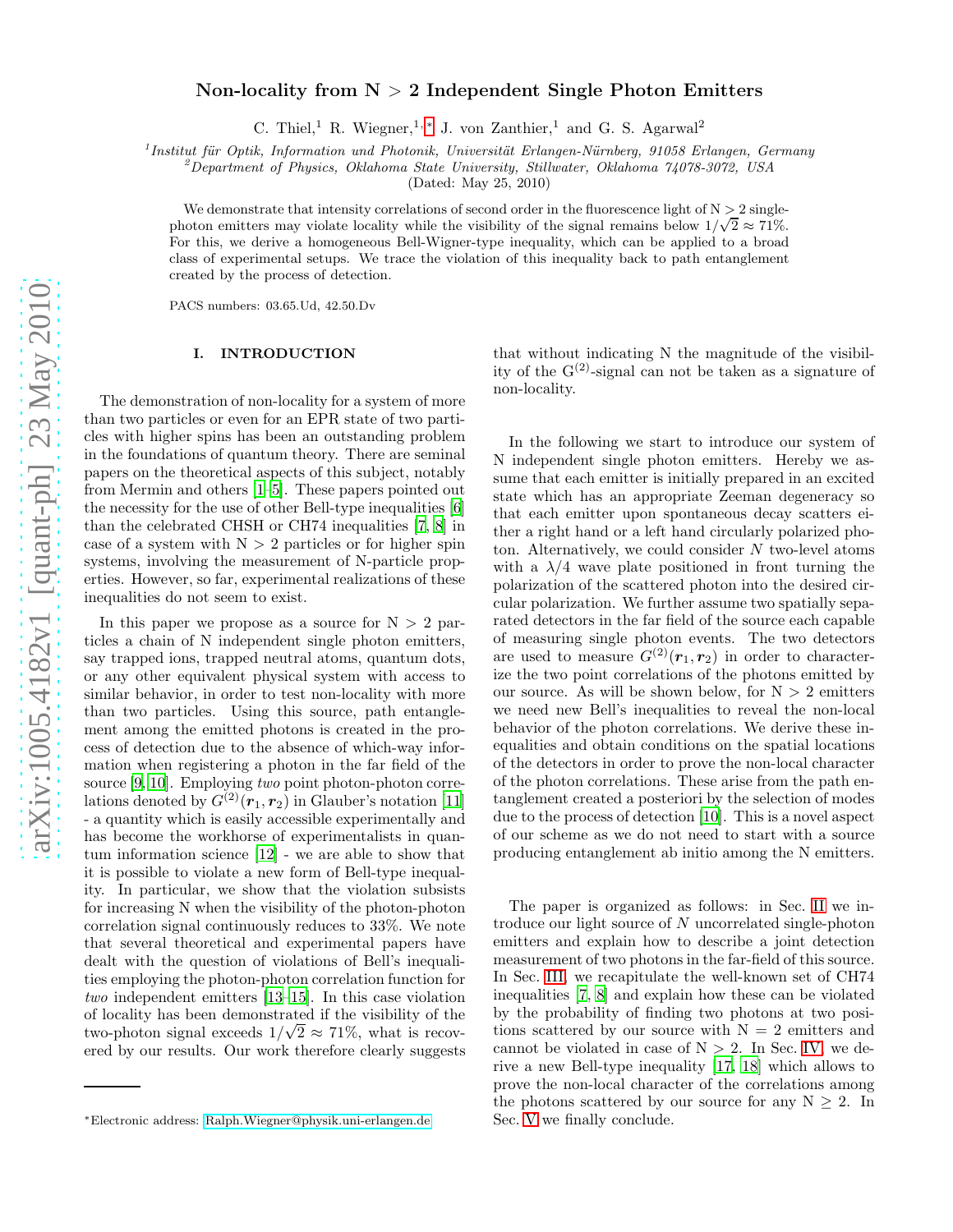# Non-locality from N > 2 Independent Single Photon Emitters

C. Thiel,[1] R. Wiegner,[1,*] J. von Zanthier,[1] and G. S. Agarwal[2]

[1] Institut für Optik, Information und Photonik, Universität Erlangen-Nürnberg, 91058 Erlangen, Germany
[2] Department of Physics, Oklahoma State University, Stillwater, Oklahoma 74078-3072, USA

(Dated: May 25, 2010)

We demonstrate that intensity correlations of second order in the fluorescence light of N > 2 single-photon emitters may violate locality while the visibility of the signal remains below $1/\sqrt{2} \approx 71\%$. For this, we derive a homogeneous Bell-Wigner-type inequality, which can be applied to a broad class of experimental setups. We trace the violation of this inequality back to path entanglement created by the process of detection.

PACS numbers: 03.65.Ud, 42.50.Dv

## I. INTRODUCTION

The demonstration of non-locality for a system of more than two particles or even for an EPR state of two particles with higher spins has been an outstanding problem in the foundations of quantum theory. There are seminal papers on the theoretical aspects of this subject, notably from Mermin and others [1–5]. These papers pointed out the necessity for the use of other Bell-type inequalities [6] than the celebrated CHSH or CH74 inequalities [7, 8] in case of a system with N > 2 particles or for higher spin systems, involving the measurement of N-particle properties. However, so far, experimental realizations of these inequalities do not seem to exist.

In this paper we propose as a source for N > 2 particles a chain of N independent single photon emitters, say trapped ions, trapped neutral atoms, quantum dots, or any other equivalent physical system with access to similar behavior, in order to test non-locality with more than two particles. Using this source, path entanglement among the emitted photons is created in the process of detection due to the absence of which-way information when registering a photon in the far field of the source [9, 10]. Employing *two* point photon-photon correlations denoted by $G^{(2)}(\boldsymbol{r}_1, \boldsymbol{r}_2)$ in Glauber's notation [11] - a quantity which is easily accessible experimentally and has become the workhorse of experimentalists in quantum information science [12] - we are able to show that it is possible to violate a new form of Bell-type inequality. In particular, we show that the violation subsists for increasing N when the visibility of the photon-photon correlation signal continuously reduces to 33%. We note that several theoretical and experimental papers have dealt with the question of violations of Bell's inequalities employing the photon-photon correlation function for *two* independent emitters [13–15]. In this case violation of locality has been demonstrated if the visibility of the two-photon signal exceeds $1/\sqrt{2} \approx 71\%$, what is recovered by our results. Our work therefore clearly suggests that without indicating N the magnitude of the visibility of the $G^{(2)}$-signal can not be taken as a signature of non-locality.

In the following we start to introduce our system of N independent single photon emitters. Hereby we assume that each emitter is initially prepared in an excited state which has an appropriate Zeeman degeneracy so that each emitter upon spontaneous decay scatters either a right hand or a left hand circularly polarized photon. Alternatively, we could consider $N$ two-level atoms with a $\lambda/4$ wave plate positioned in front turning the polarization of the scattered photon into the desired circular polarization. We further assume two spatially separated detectors in the far field of the source each capable of measuring single photon events. The two detectors are used to measure $G^{(2)}(\boldsymbol{r}_1, \boldsymbol{r}_2)$ in order to characterize the two point correlations of the photons emitted by our source. As will be shown below, for N > 2 emitters we need new Bell's inequalities to reveal the non-local behavior of the photon correlations. We derive these inequalities and obtain conditions on the spatial locations of the detectors in order to prove the non-local character of the photon correlations. These arise from the path entanglement created a posteriori by the selection of modes due to the process of detection [10]. This is a novel aspect of our scheme as we do not need to start with a source producing entanglement ab initio among the N emitters.

The paper is organized as follows: in Sec. II we introduce our light source of $N$ uncorrelated single-photon emitters and explain how to describe a joint detection measurement of two photons in the far-field of this source. In Sec. III, we recapitulate the well-known set of CH74 inequalities [7, 8] and explain how these can be violated by the probability of finding two photons at two positions scattered by our source with N = 2 emitters and cannot be violated in case of N > 2. In Sec. IV, we derive a new Bell-type inequality [17, 18] which allows to prove the non-local character of the correlations among the photons scattered by our source for any N ≥ 2. In Sec. V we finally conclude.

*Electronic address: Ralph.Wiegner@physik.uni-erlangen.de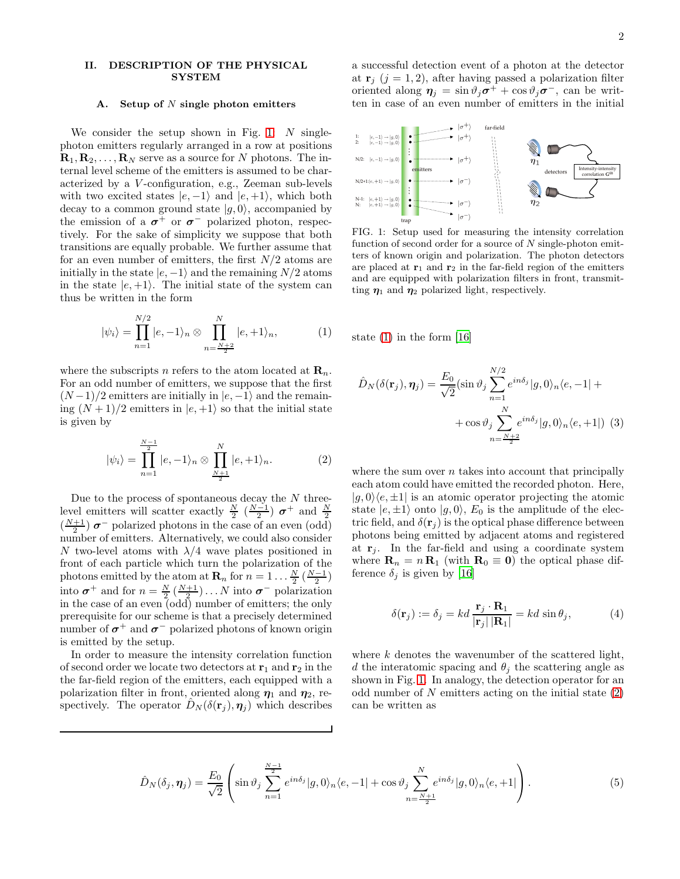## II. DESCRIPTION OF THE PHYSICAL SYSTEM

### A. Setup of $N$ single photon emitters

We consider the setup shown in Fig. 1. $N$ single-photon emitters regularly arranged in a row at positions $\mathbf{R}_1, \mathbf{R}_2, \ldots, \mathbf{R}_N$ serve as a source for $N$ photons. The internal level scheme of the emitters is assumed to be characterized by a $V$-configuration, e.g., Zeeman sub-levels with two excited states $|e,-1\rangle$ and $|e,+1\rangle$, which both decay to a common ground state $|g,0\rangle$, accompanied by the emission of a $\boldsymbol{\sigma}^+$ or $\boldsymbol{\sigma}^-$ polarized photon, respectively. For the sake of simplicity we suppose that both transitions are equally probable. We further assume that for an even number of emitters, the first $N/2$ atoms are initially in the state $|e,-1\rangle$ and the remaining $N/2$ atoms in the state $|e,+1\rangle$. The initial state of the system can thus be written in the form

$$|\psi_i\rangle = \prod_{n=1}^{N/2} |e,-1\rangle_n \otimes \prod_{n=\frac{N+2}{2}}^{N} |e,+1\rangle_n, \tag{1}$$

where the subscripts $n$ refers to the atom located at $\mathbf{R}_n$. For an odd number of emitters, we suppose that the first $(N-1)/2$ emitters are initially in $|e,-1\rangle$ and the remaining $(N+1)/2$ emitters in $|e,+1\rangle$ so that the initial state is given by

$$|\psi_i\rangle = \prod_{n=1}^{\frac{N-1}{2}} |e,-1\rangle_n \otimes \prod_{\frac{N+1}{2}}^{N} |e,+1\rangle_n. \tag{2}$$

Due to the process of spontaneous decay the $N$ three-level emitters will scatter exactly $\frac{N}{2}$ ($\frac{N-1}{2}$) $\boldsymbol{\sigma}^+$ and $\frac{N}{2}$ ($\frac{N+1}{2}$) $\boldsymbol{\sigma}^-$ polarized photons in the case of an even (odd) number of emitters. Alternatively, we could also consider $N$ two-level atoms with $\lambda/4$ wave plates positioned in front of each particle which turn the polarization of the photons emitted by the atom at $\mathbf{R}_n$ for $n = 1 \ldots \frac{N}{2}$ ($\frac{N-1}{2}$) into $\boldsymbol{\sigma}^+$ and for $n = \frac{N}{2}$ ($\frac{N+1}{2}$)$\ldots N$ into $\boldsymbol{\sigma}^-$ polarization in the case of an even (odd) number of emitters; the only prerequisite for our scheme is that a precisely determined number of $\boldsymbol{\sigma}^+$ and $\boldsymbol{\sigma}^-$ polarized photons of known origin is emitted by the setup.

In order to measure the intensity correlation function of second order we locate two detectors at $\mathbf{r}_1$ and $\mathbf{r}_2$ in the the far-field region of the emitters, each equipped with a polarization filter in front, oriented along $\boldsymbol{\eta}_1$ and $\boldsymbol{\eta}_2$, respectively. The operator $\hat{D}_N(\delta(\mathbf{r}_j), \boldsymbol{\eta}_j)$ which describes a successful detection event of a photon at the detector at $\mathbf{r}_j$ ($j = 1, 2$), after having passed a polarization filter oriented along $\boldsymbol{\eta}_j = \sin\vartheta_j \boldsymbol{\sigma}^+ + \cos\vartheta_j \boldsymbol{\sigma}^-$, can be written in case of an even number of emitters in the initial state (1) in the form [16]

FIG. 1: Setup used for measuring the intensity correlation function of second order for a source of $N$ single-photon emitters of known origin and polarization. The photon detectors are placed at $\mathbf{r}_1$ and $\mathbf{r}_2$ in the far-field region of the emitters and are equipped with polarization filters in front, transmitting $\boldsymbol{\eta}_1$ and $\boldsymbol{\eta}_2$ polarized light, respectively.

$$\hat{D}_N(\delta(\mathbf{r}_j), \boldsymbol{\eta}_j) = \frac{E_0}{\sqrt{2}}(\sin\vartheta_j \sum_{n=1}^{N/2} e^{in\delta_j} |g,0\rangle_n \langle e,-1| + \\ + \cos\vartheta_j \sum_{n=\frac{N+2}{2}}^{N} e^{in\delta_j} |g,0\rangle_n \langle e,+1|) \tag{3}$$

where the sum over $n$ takes into account that principally each atom could have emitted the recorded photon. Here, $|g,0\rangle\langle e,\pm1|$ is an atomic operator projecting the atomic state $|e,\pm1\rangle$ onto $|g,0\rangle$, $E_0$ is the amplitude of the electric field, and $\delta(\mathbf{r}_j)$ is the optical phase difference between photons being emitted by adjacent atoms and registered at $\mathbf{r}_j$. In the far-field and using a coordinate system where $\mathbf{R}_n = n\,\mathbf{R}_1$ (with $\mathbf{R}_0 \equiv \mathbf{0}$) the optical phase difference $\delta_j$ is given by [16]

$$\delta(\mathbf{r}_j) := \delta_j = kd\,\frac{\mathbf{r}_j \cdot \mathbf{R}_1}{|\mathbf{r}_j|\,|\mathbf{R}_1|} = kd\sin\theta_j, \tag{4}$$

where $k$ denotes the wavenumber of the scattered light, $d$ the interatomic spacing and $\theta_j$ the scattering angle as shown in Fig. 1. In analogy, the detection operator for an odd number of $N$ emitters acting on the initial state (2) can be written as

$$\hat{D}_N(\delta_j, \boldsymbol{\eta}_j) = \frac{E_0}{\sqrt{2}} \left( \sin\vartheta_j \sum_{n=1}^{\frac{N-1}{2}} e^{in\delta_j} |g,0\rangle_n \langle e,-1| + \cos\vartheta_j \sum_{n=\frac{N+1}{2}}^{N} e^{in\delta_j} |g,0\rangle_n \langle e,+1| \right). \tag{5}$$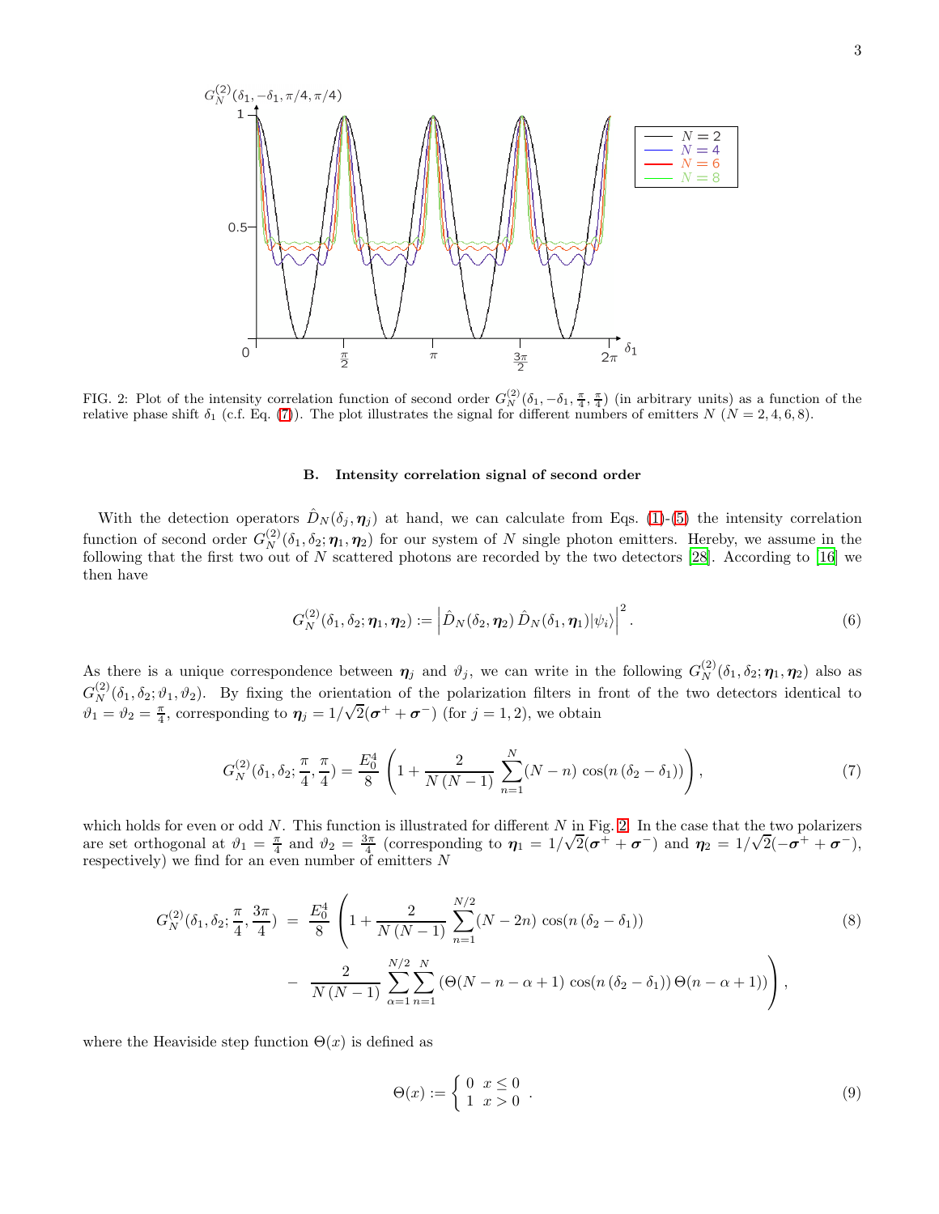$G_N^{(2)}(\delta_1, -\delta_1, \pi/4, \pi/4)$

1

0.5

0

$\frac{\pi}{2}$

$\pi$

$\frac{3\pi}{2}$

$2\pi$

$\delta_1$

$N = 2$
$N = 4$
$N = 6$
$N = 8$

FIG. 2: Plot of the intensity correlation function of second order $G_N^{(2)}(\delta_1, -\delta_1, \frac{\pi}{4}, \frac{\pi}{4})$ (in arbitrary units) as a function of the relative phase shift $\delta_1$ (c.f. Eq. (7)). The plot illustrates the signal for different numbers of emitters $N$ ($N = 2, 4, 6, 8$).

### B. Intensity correlation signal of second order

With the detection operators $\hat{D}_N(\delta_j, \boldsymbol{\eta}_j)$ at hand, we can calculate from Eqs. (1)-(5) the intensity correlation function of second order $G_N^{(2)}(\delta_1, \delta_2; \boldsymbol{\eta}_1, \boldsymbol{\eta}_2)$ for our system of $N$ single photon emitters. Hereby, we assume in the following that the first two out of $N$ scattered photons are recorded by the two detectors [28]. According to [16] we then have

$$G_N^{(2)}(\delta_1, \delta_2; \boldsymbol{\eta}_1, \boldsymbol{\eta}_2) := \left| \hat{D}_N(\delta_2, \boldsymbol{\eta}_2)\, \hat{D}_N(\delta_1, \boldsymbol{\eta}_1) |\psi_i\rangle \right|^2 . \tag{6}$$

As there is a unique correspondence between $\boldsymbol{\eta}_j$ and $\vartheta_j$, we can write in the following $G_N^{(2)}(\delta_1, \delta_2; \boldsymbol{\eta}_1, \boldsymbol{\eta}_2)$ also as $G_N^{(2)}(\delta_1, \delta_2; \vartheta_1, \vartheta_2)$. By fixing the orientation of the polarization filters in front of the two detectors identical to $\vartheta_1 = \vartheta_2 = \frac{\pi}{4}$, corresponding to $\boldsymbol{\eta}_j = 1/\sqrt{2}(\boldsymbol{\sigma}^+ + \boldsymbol{\sigma}^-)$ (for $j = 1, 2$), we obtain

$$G_N^{(2)}(\delta_1, \delta_2; \frac{\pi}{4}, \frac{\pi}{4}) = \frac{E_0^4}{8} \left( 1 + \frac{2}{N\,(N-1)} \sum_{n=1}^{N} (N-n)\, \cos(n\,(\delta_2 - \delta_1)) \right), \tag{7}$$

which holds for even or odd $N$. This function is illustrated for different $N$ in Fig. 2. In the case that the two polarizers are set orthogonal at $\vartheta_1 = \frac{\pi}{4}$ and $\vartheta_2 = \frac{3\pi}{4}$ (corresponding to $\boldsymbol{\eta}_1 = 1/\sqrt{2}(\boldsymbol{\sigma}^+ + \boldsymbol{\sigma}^-)$ and $\boldsymbol{\eta}_2 = 1/\sqrt{2}(-\boldsymbol{\sigma}^+ + \boldsymbol{\sigma}^-)$, respectively) we find for an even number of emitters $N$

$$\begin{aligned} G_N^{(2)}(\delta_1, \delta_2; \frac{\pi}{4}, \frac{3\pi}{4}) \;=\; & \frac{E_0^4}{8} \left( 1 + \frac{2}{N\,(N-1)} \sum_{n=1}^{N/2} (N-2n)\, \cos(n\,(\delta_2 - \delta_1)) \right. \\ & \left. - \; \frac{2}{N\,(N-1)} \sum_{\alpha=1}^{N/2} \sum_{n=1}^{N} \left( \Theta(N-n-\alpha+1)\, \cos(n\,(\delta_2 - \delta_1))\, \Theta(n-\alpha+1) \right) \right), \end{aligned} \tag{8}$$

where the Heaviside step function $\Theta(x)$ is defined as

$$\Theta(x) := \begin{cases} 0 & x \leq 0 \\ 1 & x > 0 \end{cases} . \tag{9}$$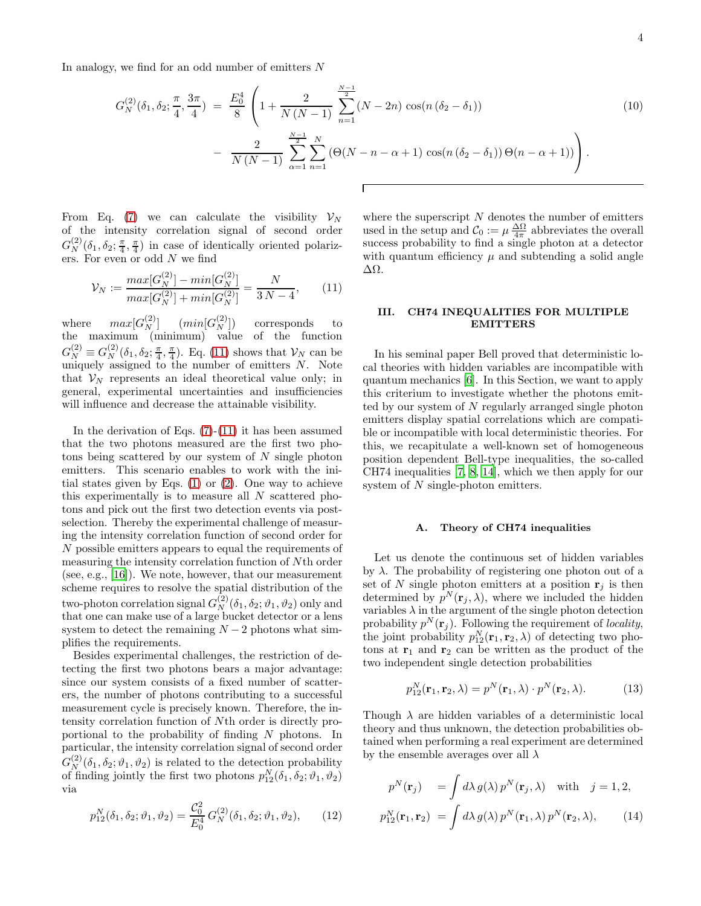In analogy, we find for an odd number of emitters $N$

$$
\begin{aligned}
G_N^{(2)}(\delta_1, \delta_2; \tfrac{\pi}{4}, \tfrac{3\pi}{4}) \;=\; & \frac{E_0^4}{8} \left( 1 + \frac{2}{N(N-1)} \sum_{n=1}^{\frac{N-1}{2}} (N-2n) \cos(n(\delta_2 - \delta_1)) \right. \\
& \left. - \; \frac{2}{N(N-1)} \sum_{\alpha=1}^{\frac{N-1}{2}} \sum_{n=1}^{N} \left( \Theta(N-n-\alpha+1) \cos(n(\delta_2-\delta_1)) \, \Theta(n-\alpha+1) \right) \right).
\end{aligned} \tag{10}
$$

From Eq. (7) we can calculate the visibility $\mathcal{V}_N$ of the intensity correlation signal of second order $G_N^{(2)}(\delta_1, \delta_2; \frac{\pi}{4}, \frac{\pi}{4})$ in case of identically oriented polarizers. For even or odd $N$ we find

$$
\mathcal{V}_N := \frac{max[G_N^{(2)}] - min[G_N^{(2)}]}{max[G_N^{(2)}] + min[G_N^{(2)}]} = \frac{N}{3N-4}, \tag{11}
$$

where $max[G_N^{(2)}]$ ($min[G_N^{(2)}]$) corresponds to the maximum (minimum) value of the function $G_N^{(2)} \equiv G_N^{(2)}(\delta_1, \delta_2; \frac{\pi}{4}, \frac{\pi}{4})$. Eq. (11) shows that $\mathcal{V}_N$ can be uniquely assigned to the number of emitters $N$. Note that $\mathcal{V}_N$ represents an ideal theoretical value only; in general, experimental uncertainties and insufficiencies will influence and decrease the attainable visibility.

In the derivation of Eqs. (7)-(11) it has been assumed that the two photons measured are the first two photons being scattered by our system of $N$ single photon emitters. This scenario enables to work with the initial states given by Eqs. (1) or (2). One way to achieve this experimentally is to measure all $N$ scattered photons and pick out the first two detection events via post-selection. Thereby the experimental challenge of measuring the intensity correlation function of second order for $N$ possible emitters appears to equal the requirements of measuring the intensity correlation function of $N$th order (see, e.g., [16]). We note, however, that our measurement scheme requires to resolve the spatial distribution of the two-photon correlation signal $G_N^{(2)}(\delta_1, \delta_2; \vartheta_1, \vartheta_2)$ only and that one can make use of a large bucket detector or a lens system to detect the remaining $N-2$ photons what simplifies the requirements.

Besides experimental challenges, the restriction of detecting the first two photons bears a major advantage: since our system consists of a fixed number of scatterers, the number of photons contributing to a successful measurement cycle is precisely known. Therefore, the intensity correlation function of $N$th order is directly proportional to the probability of finding $N$ photons. In particular, the intensity correlation signal of second order $G_N^{(2)}(\delta_1, \delta_2; \vartheta_1, \vartheta_2)$ is related to the detection probability of finding jointly the first two photons $p_{12}^N(\delta_1, \delta_2; \vartheta_1, \vartheta_2)$ via

$$
p_{12}^N(\delta_1, \delta_2; \vartheta_1, \vartheta_2) = \frac{\mathcal{C}_0^2}{E_0^4} \, G_N^{(2)}(\delta_1, \delta_2; \vartheta_1, \vartheta_2), \tag{12}
$$

where the superscript $N$ denotes the number of emitters used in the setup and $\mathcal{C}_0 := \mu \frac{\Delta\Omega}{4\pi}$ abbreviates the overall success probability to find a single photon at a detector with quantum efficiency $\mu$ and subtending a solid angle $\Delta\Omega$.

## III. CH74 INEQUALITIES FOR MULTIPLE EMITTERS

In his seminal paper Bell proved that deterministic local theories with hidden variables are incompatible with quantum mechanics [6]. In this Section, we want to apply this criterium to investigate whether the photons emitted by our system of $N$ regularly arranged single photon emitters display spatial correlations which are compatible or incompatible with local deterministic theories. For this, we recapitulate a well-known set of homogeneous position dependent Bell-type inequalities, the so-called CH74 inequalities [7, 8, 14], which we then apply for our system of $N$ single-photon emitters.

### A. Theory of CH74 inequalities

Let us denote the continuous set of hidden variables by $\lambda$. The probability of registering one photon out of a set of $N$ single photon emitters at a position $\mathbf{r}_j$ is then determined by $p^N(\mathbf{r}_j, \lambda)$, where we included the hidden variables $\lambda$ in the argument of the single photon detection probability $p^N(\mathbf{r}_j)$. Following the requirement of *locality*, the joint probability $p_{12}^N(\mathbf{r}_1, \mathbf{r}_2, \lambda)$ of detecting two photons at $\mathbf{r}_1$ and $\mathbf{r}_2$ can be written as the product of the two independent single detection probabilities

$$
p_{12}^N(\mathbf{r}_1, \mathbf{r}_2, \lambda) = p^N(\mathbf{r}_1, \lambda) \cdot p^N(\mathbf{r}_2, \lambda). \tag{13}
$$

Though $\lambda$ are hidden variables of a deterministic local theory and thus unknown, the detection probabilities obtained when performing a real experiment are determined by the ensemble averages over all $\lambda$

$$
\begin{aligned}
p^N(\mathbf{r}_j) \quad &= \int d\lambda \, g(\lambda) \, p^N(\mathbf{r}_j, \lambda) \quad \text{with} \quad j = 1, 2, \\
p_{12}^N(\mathbf{r}_1, \mathbf{r}_2) \; &= \int d\lambda \, g(\lambda) \, p^N(\mathbf{r}_1, \lambda) \, p^N(\mathbf{r}_2, \lambda),
\end{aligned} \tag{14}
$$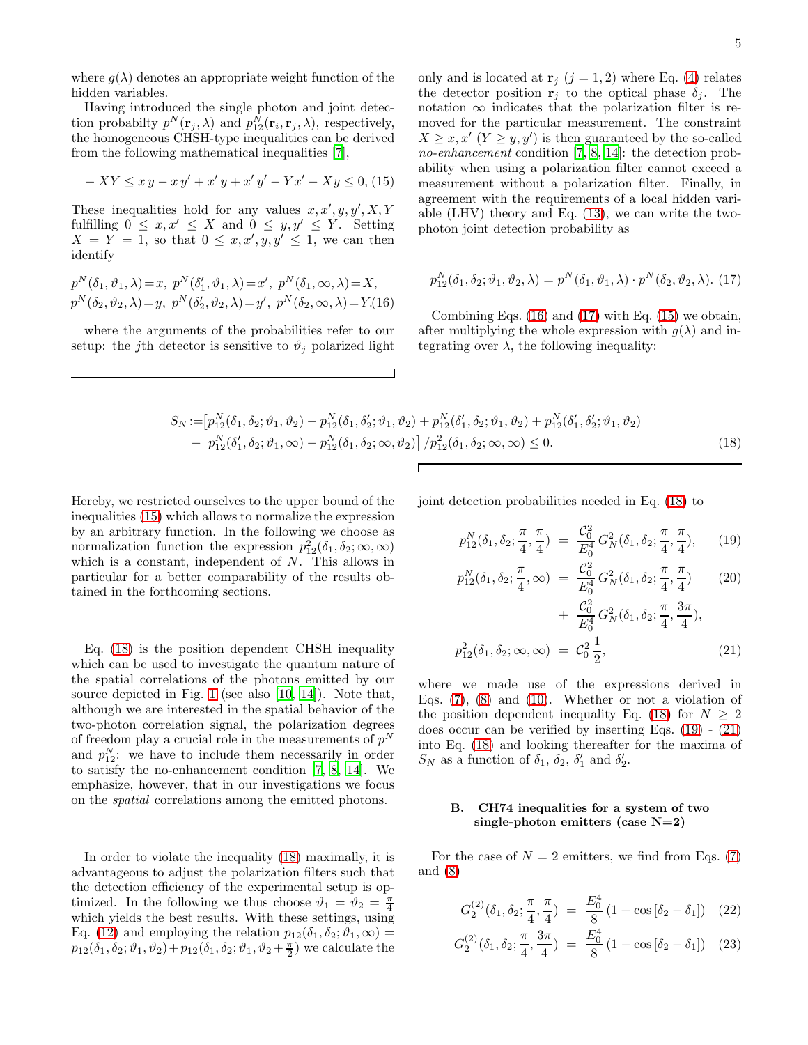where $g(\lambda)$ denotes an appropriate weight function of the hidden variables.

Having introduced the single photon and joint detection probabilty $p^N(\mathbf{r}_j,\lambda)$ and $p_{12}^N(\mathbf{r}_i,\mathbf{r}_j,\lambda)$, respectively, the homogeneous CHSH-type inequalities can be derived from the following mathematical inequalities [7],

$$-XY \le x\,y - x\,y' + x'\,y + x'\,y' - Yx' - Xy \le 0, \tag{15}$$

These inequalities hold for any values $x, x', y, y', X, Y$ fulfilling $0 \le x, x' \le X$ and $0 \le y, y' \le Y$. Setting $X = Y = 1$, so that $0 \le x, x', y, y' \le 1$, we can then identify

$$\begin{aligned}
&p^N(\delta_1,\vartheta_1,\lambda)=x,\ p^N(\delta_1',\vartheta_1,\lambda)=x',\ p^N(\delta_1,\infty,\lambda)=X,\\
&p^N(\delta_2,\vartheta_2,\lambda)=y,\ p^N(\delta_2',\vartheta_2,\lambda)=y',\ p^N(\delta_2,\infty,\lambda)=Y.
\end{aligned}\tag{16}$$

where the arguments of the probabilities refer to our setup: the $j$th detector is sensitive to $\vartheta_j$ polarized light only and is located at $\mathbf{r}_j$ ($j = 1, 2$) where Eq. (4) relates the detector position $\mathbf{r}_j$ to the optical phase $\delta_j$. The notation $\infty$ indicates that the polarization filter is removed for the particular measurement. The constraint $X \ge x, x'$ ($Y \ge y, y'$) is then guaranteed by the so-called *no-enhancement* condition [7, 8, 14]: the detection probability when using a polarization filter cannot exceed a measurement without a polarization filter. Finally, in agreement with the requirements of a local hidden variable (LHV) theory and Eq. (13), we can write the two-photon joint detection probability as

$$p_{12}^N(\delta_1,\delta_2;\vartheta_1,\vartheta_2,\lambda) = p^N(\delta_1,\vartheta_1,\lambda)\cdot p^N(\delta_2,\vartheta_2,\lambda). \tag{17}$$

Combining Eqs. (16) and (17) with Eq. (15) we obtain, after multiplying the whole expression with $g(\lambda)$ and integrating over $\lambda$, the following inequality:

$$\begin{aligned}
S_N := \big[&p_{12}^N(\delta_1,\delta_2;\vartheta_1,\vartheta_2) - p_{12}^N(\delta_1,\delta_2';\vartheta_1,\vartheta_2) + p_{12}^N(\delta_1',\delta_2;\vartheta_1,\vartheta_2) + p_{12}^N(\delta_1',\delta_2';\vartheta_1,\vartheta_2)\\
&- p_{12}^N(\delta_1',\delta_2;\vartheta_1,\infty) - p_{12}^N(\delta_1,\delta_2;\infty,\vartheta_2)\big] / p_{12}^2(\delta_1,\delta_2;\infty,\infty) \le 0.
\end{aligned}\tag{18}$$

Hereby, we restricted ourselves to the upper bound of the inequalities (15) which allows to normalize the expression by an arbitrary function. In the following we choose as normalization function the expression $p_{12}^2(\delta_1,\delta_2;\infty,\infty)$ which is a constant, independent of $N$. This allows in particular for a better comparability of the results obtained in the forthcoming sections.

Eq. (18) is the position dependent CHSH inequality which can be used to investigate the quantum nature of the spatial correlations of the photons emitted by our source depicted in Fig. 1 (see also [10, 14]). Note that, although we are interested in the spatial behavior of the two-photon correlation signal, the polarization degrees of freedom play a crucial role in the measurements of $p^N$ and $p_{12}^N$: we have to include them necessarily in order to satisfy the no-enhancement condition [7, 8, 14]. We emphasize, however, that in our investigations we focus on the *spatial* correlations among the emitted photons.

In order to violate the inequality (18) maximally, it is advantageous to adjust the polarization filters such that the detection efficiency of the experimental setup is optimized. In the following we thus choose $\vartheta_1 = \vartheta_2 = \frac{\pi}{4}$ which yields the best results. With these settings, using Eq. (12) and employing the relation $p_{12}(\delta_1,\delta_2;\vartheta_1,\infty) = p_{12}(\delta_1,\delta_2;\vartheta_1,\vartheta_2) + p_{12}(\delta_1,\delta_2;\vartheta_1,\vartheta_2+\frac{\pi}{2})$ we calculate the joint detection probabilities needed in Eq. (18) to

$$p_{12}^N(\delta_1,\delta_2;\tfrac{\pi}{4},\tfrac{\pi}{4}) = \frac{\mathcal{C}_0^2}{E_0^4}\,G_N^2(\delta_1,\delta_2;\tfrac{\pi}{4},\tfrac{\pi}{4}), \tag{19}$$

$$\begin{aligned}
p_{12}^N(\delta_1,\delta_2;\tfrac{\pi}{4},\infty) &= \frac{\mathcal{C}_0^2}{E_0^4}\,G_N^2(\delta_1,\delta_2;\tfrac{\pi}{4},\tfrac{\pi}{4})\\
&+ \frac{\mathcal{C}_0^2}{E_0^4}\,G_N^2(\delta_1,\delta_2;\tfrac{\pi}{4},\tfrac{3\pi}{4}),
\end{aligned}\tag{20}$$

$$p_{12}^2(\delta_1,\delta_2;\infty,\infty) = \mathcal{C}_0^2\,\frac{1}{2}, \tag{21}$$

where we made use of the expressions derived in Eqs. (7), (8) and (10). Whether or not a violation of the position dependent inequality Eq. (18) for $N \ge 2$ does occur can be verified by inserting Eqs. (19) - (21) into Eq. (18) and looking thereafter for the maxima of $S_N$ as a function of $\delta_1$, $\delta_2$, $\delta_1'$ and $\delta_2'$.

### B. CH74 inequalities for a system of two single-photon emitters (case N=2)

For the case of $N = 2$ emitters, we find from Eqs. (7) and (8)

$$G_2^{(2)}(\delta_1,\delta_2;\tfrac{\pi}{4},\tfrac{\pi}{4}) = \frac{E_0^4}{8}\left(1+\cos\left[\delta_2-\delta_1\right]\right) \tag{22}$$

$$G_2^{(2)}(\delta_1,\delta_2;\tfrac{\pi}{4},\tfrac{3\pi}{4}) = \frac{E_0^4}{8}\left(1-\cos\left[\delta_2-\delta_1\right]\right) \tag{23}$$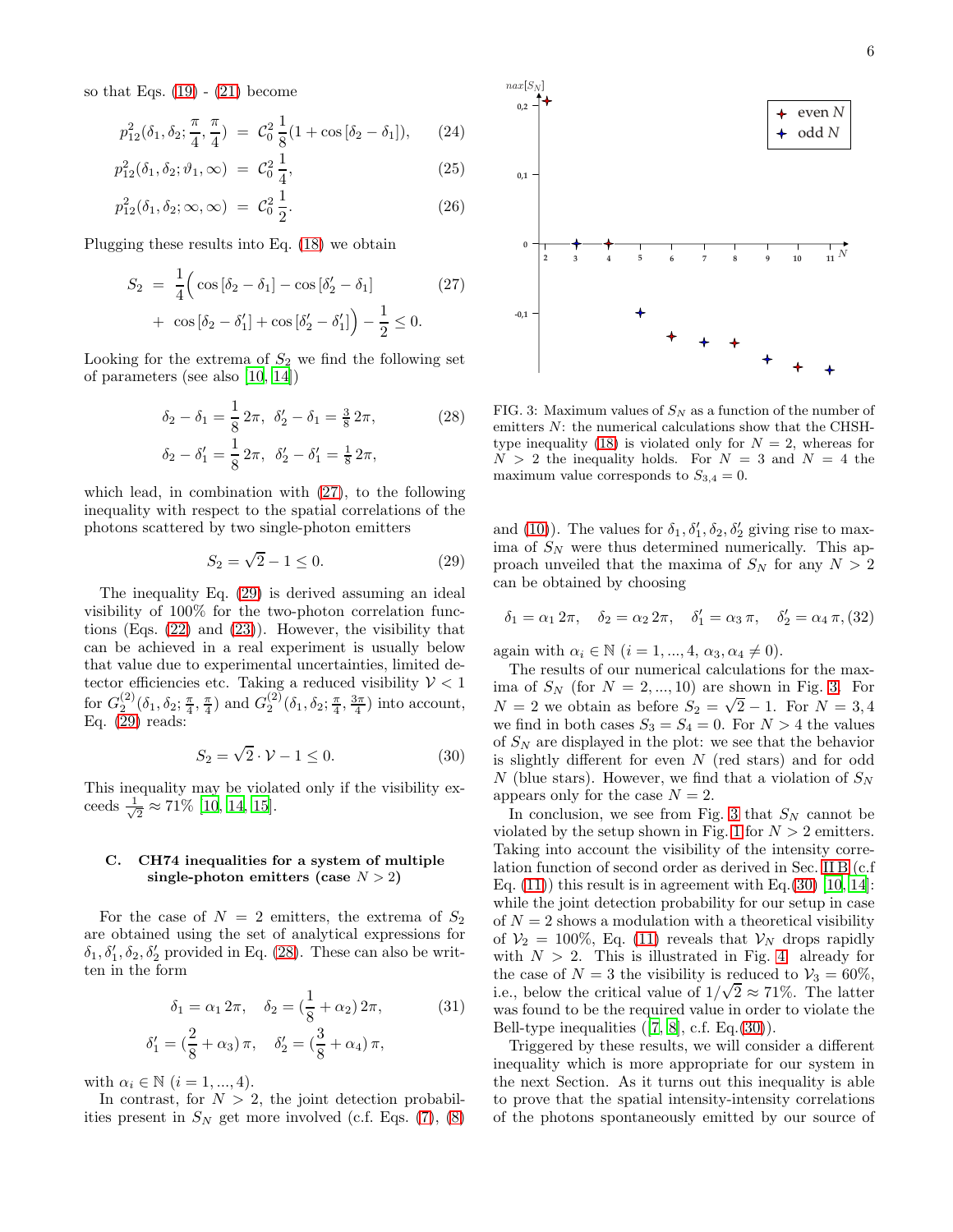so that Eqs. (19) - (21) become

$$p_{12}^2(\delta_1, \delta_2; \frac{\pi}{4}, \frac{\pi}{4}) = \mathcal{C}_0^2 \frac{1}{8}(1 + \cos[\delta_2 - \delta_1]), \tag{24}$$

$$p_{12}^2(\delta_1, \delta_2; \vartheta_1, \infty) = \mathcal{C}_0^2 \frac{1}{4}, \tag{25}$$

$$p_{12}^2(\delta_1, \delta_2; \infty, \infty) = \mathcal{C}_0^2 \frac{1}{2}. \tag{26}$$

Plugging these results into Eq. (18) we obtain

$$S_2 = \frac{1}{4}\Big(\cos[\delta_2 - \delta_1] - \cos[\delta_2' - \delta_1] + \cos[\delta_2 - \delta_1'] + \cos[\delta_2' - \delta_1']\Big) - \frac{1}{2} \leq 0. \tag{27}$$

Looking for the extrema of $S_2$ we find the following set of parameters (see also [10, 14])

$$\delta_2 - \delta_1 = \frac{1}{8}2\pi, \ \ \delta_2' - \delta_1 = \tfrac{3}{8}2\pi, \qquad \delta_2 - \delta_1' = \frac{1}{8}2\pi, \ \ \delta_2' - \delta_1' = \tfrac{1}{8}2\pi, \tag{28}$$

which lead, in combination with (27), to the following inequality with respect to the spatial correlations of the photons scattered by two single-photon emitters

$$S_2 = \sqrt{2} - 1 \leq 0. \tag{29}$$

The inequality Eq. (29) is derived assuming an ideal visibility of 100% for the two-photon correlation functions (Eqs. (22) and (23)). However, the visibility that can be achieved in a real experiment is usually below that value due to experimental uncertainties, limited detector efficiencies etc. Taking a reduced visibility $\mathcal{V} < 1$ for $G_2^{(2)}(\delta_1, \delta_2; \frac{\pi}{4}, \frac{\pi}{4})$ and $G_2^{(2)}(\delta_1, \delta_2; \frac{\pi}{4}, \frac{3\pi}{4})$ into account, Eq. (29) reads:

$$S_2 = \sqrt{2} \cdot \mathcal{V} - 1 \leq 0. \tag{30}$$

This inequality may be violated only if the visibility exceeds $\frac{1}{\sqrt{2}} \approx 71\%$ [10, 14, 15].

### C. CH74 inequalities for a system of multiple single-photon emitters (case $N > 2$)

For the case of $N = 2$ emitters, the extrema of $S_2$ are obtained using the set of analytical expressions for $\delta_1, \delta_1', \delta_2, \delta_2'$ provided in Eq. (28). These can also be written in the form

$$\delta_1 = \alpha_1 \, 2\pi, \quad \delta_2 = (\frac{1}{8} + \alpha_2)\, 2\pi, \qquad \delta_1' = (\frac{2}{8} + \alpha_3)\, \pi, \quad \delta_2' = (\frac{3}{8} + \alpha_4)\, \pi, \tag{31}$$

with $\alpha_i \in \mathbb{N}$ $(i = 1, ..., 4)$.

In contrast, for $N > 2$, the joint detection probabilities present in $S_N$ get more involved (c.f. Eqs. (7), (8) and (10)). The values for $\delta_1, \delta_1', \delta_2, \delta_2'$ giving rise to maxima of $S_N$ were thus determined numerically. This approach unveiled that the maxima of $S_N$ for any $N > 2$ can be obtained by choosing

$$\delta_1 = \alpha_1 \, 2\pi, \quad \delta_2 = \alpha_2 \, 2\pi, \quad \delta_1' = \alpha_3 \, \pi, \quad \delta_2' = \alpha_4 \, \pi, \tag{32}$$

again with $\alpha_i \in \mathbb{N}$ $(i = 1, ..., 4,\ \alpha_3, \alpha_4 \neq 0)$.

max[$S_N$]

0,2

0,1

0

-0,1

2 3 4 5 6 7 8 9 10 11 $N$

even $N$

odd $N$

FIG. 3: Maximum values of $S_N$ as a function of the number of emitters $N$: the numerical calculations show that the CHSH-type inequality (18) is violated only for $N = 2$, whereas for $N > 2$ the inequality holds. For $N = 3$ and $N = 4$ the maximum value corresponds to $S_{3,4} = 0$.

The results of our numerical calculations for the maxima of $S_N$ (for $N = 2, ..., 10$) are shown in Fig. 3. For $N = 2$ we obtain as before $S_2 = \sqrt{2} - 1$. For $N = 3, 4$ we find in both cases $S_3 = S_4 = 0$. For $N > 4$ the values of $S_N$ are displayed in the plot: we see that the behavior is slightly different for even $N$ (red stars) and for odd $N$ (blue stars). However, we find that a violation of $S_N$ appears only for the case $N = 2$.

In conclusion, we see from Fig. 3 that $S_N$ cannot be violated by the setup shown in Fig. 1 for $N > 2$ emitters. Taking into account the visibility of the intensity correlation function of second order as derived in Sec. II B (c.f Eq. (11)) this result is in agreement with Eq.(30) [10, 14]: while the joint detection probability for our setup in case of $N = 2$ shows a modulation with a theoretical visibility of $\mathcal{V}_2 = 100\%$, Eq. (11) reveals that $\mathcal{V}_N$ drops rapidly with $N > 2$. This is illustrated in Fig. 4: already for the case of $N = 3$ the visibility is reduced to $\mathcal{V}_3 = 60\%$, i.e., below the critical value of $1/\sqrt{2} \approx 71\%$. The latter was found to be the required value in order to violate the Bell-type inequalities ([7, 8], c.f. Eq.(30)).

Triggered by these results, we will consider a different inequality which is more appropriate for our system in the next Section. As it turns out this inequality is able to prove that the spatial intensity-intensity correlations of the photons spontaneously emitted by our source of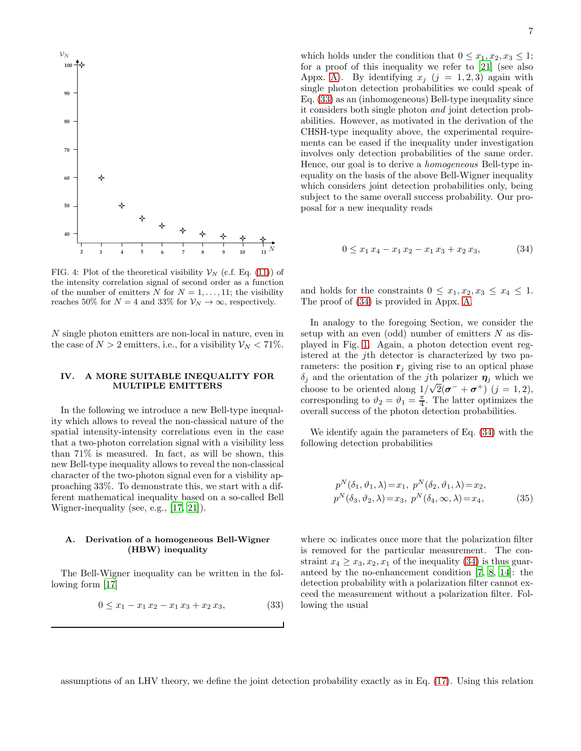$\mathcal{V}_N$

100

90

80

70

60

50

40

2 3 4 5 6 7 8 9 10 11 $N$

FIG. 4: Plot of the theoretical visibility $\mathcal{V}_N$ (c.f. Eq. (11)) of the intensity correlation signal of second order as a function of the number of emitters $N$ for $N = 1, \ldots, 11$; the visibility reaches 50% for $N = 4$ and 33% for $\mathcal{V}_N \to \infty$, respectively.

$N$ single photon emitters are non-local in nature, even in the case of $N > 2$ emitters, i.e., for a visibility $\mathcal{V}_N < 71\%$.

## IV. A MORE SUITABLE INEQUALITY FOR MULTIPLE EMITTERS

In the following we introduce a new Bell-type inequality which allows to reveal the non-classical nature of the spatial intensity-intensity correlations even in the case that a two-photon correlation signal with a visibility less than 71% is measured. In fact, as will be shown, this new Bell-type inequality allows to reveal the non-classical character of the two-photon signal even for a visbility approaching 33%. To demonstrate this, we start with a different mathematical inequality based on a so-called Bell Wigner-inequality (see, e.g., [17, 21]).

### A. Derivation of a homogeneous Bell-Wigner (HBW) inequality

The Bell-Wigner inequality can be written in the following form [17]

$$0 \leq x_1 - x_1\, x_2 - x_1\, x_3 + x_2\, x_3, \tag{33}$$

which holds under the condition that $0 \leq x_1, x_2, x_3 \leq 1$; for a proof of this inequality we refer to [21] (see also Appx. A). By identifying $x_j$ ($j = 1, 2, 3$) again with single photon detection probabilities we could speak of Eq. (33) as an (inhomogeneous) Bell-type inequality since it considers both single photon *and* joint detection probabilities. However, as motivated in the derivation of the CHSH-type inequality above, the experimental requirements can be eased if the inequality under investigation involves only detection probabilities of the same order. Hence, our goal is to derive a *homogeneous* Bell-type inequality on the basis of the above Bell-Wigner inequality which considers joint detection probabilities only, being subject to the same overall success probability. Our proposal for a new inequality reads

$$0 \leq x_1\, x_4 - x_1\, x_2 - x_1\, x_3 + x_2\, x_3, \tag{34}$$

and holds for the constraints $0 \leq x_1, x_2, x_3 \leq x_4 \leq 1$. The proof of (34) is provided in Appx. A.

In analogy to the foregoing Section, we consider the setup with an even (odd) number of emitters $N$ as displayed in Fig. 1. Again, a photon detection event registered at the $j$th detector is characterized by two parameters: the position $\mathbf{r}_j$ giving rise to an optical phase $\delta_j$ and the orientation of the $j$th polarizer $\boldsymbol{\eta}_j$ which we choose to be oriented along $1/\sqrt{2}(\boldsymbol{\sigma}^- + \boldsymbol{\sigma}^+)$ ($j = 1, 2$), corresponding to $\vartheta_2 = \vartheta_1 = \frac{\pi}{4}$. The latter optimizes the overall success of the photon detection probabilities.

We identify again the parameters of Eq. (34) with the following detection probabilities

$$\begin{aligned} p^N(\delta_1, \vartheta_1, \lambda) &= x_1,\ p^N(\delta_2, \vartheta_1, \lambda) = x_2, \\ p^N(\delta_3, \vartheta_2, \lambda) &= x_3,\ p^N(\delta_4, \infty, \lambda) = x_4, \end{aligned} \tag{35}$$

where $\infty$ indicates once more that the polarization filter is removed for the particular measurement. The constraint $x_4 \geq x_3, x_2, x_1$ of the inequality (34) is thus guaranteed by the no-enhancement condition [7, 8, 14]: the detection probability with a polarization filter cannot exceed the measurement without a polarization filter. Following the usual assumptions of an LHV theory, we define the joint detection probability exactly as in Eq. (17). Using this relation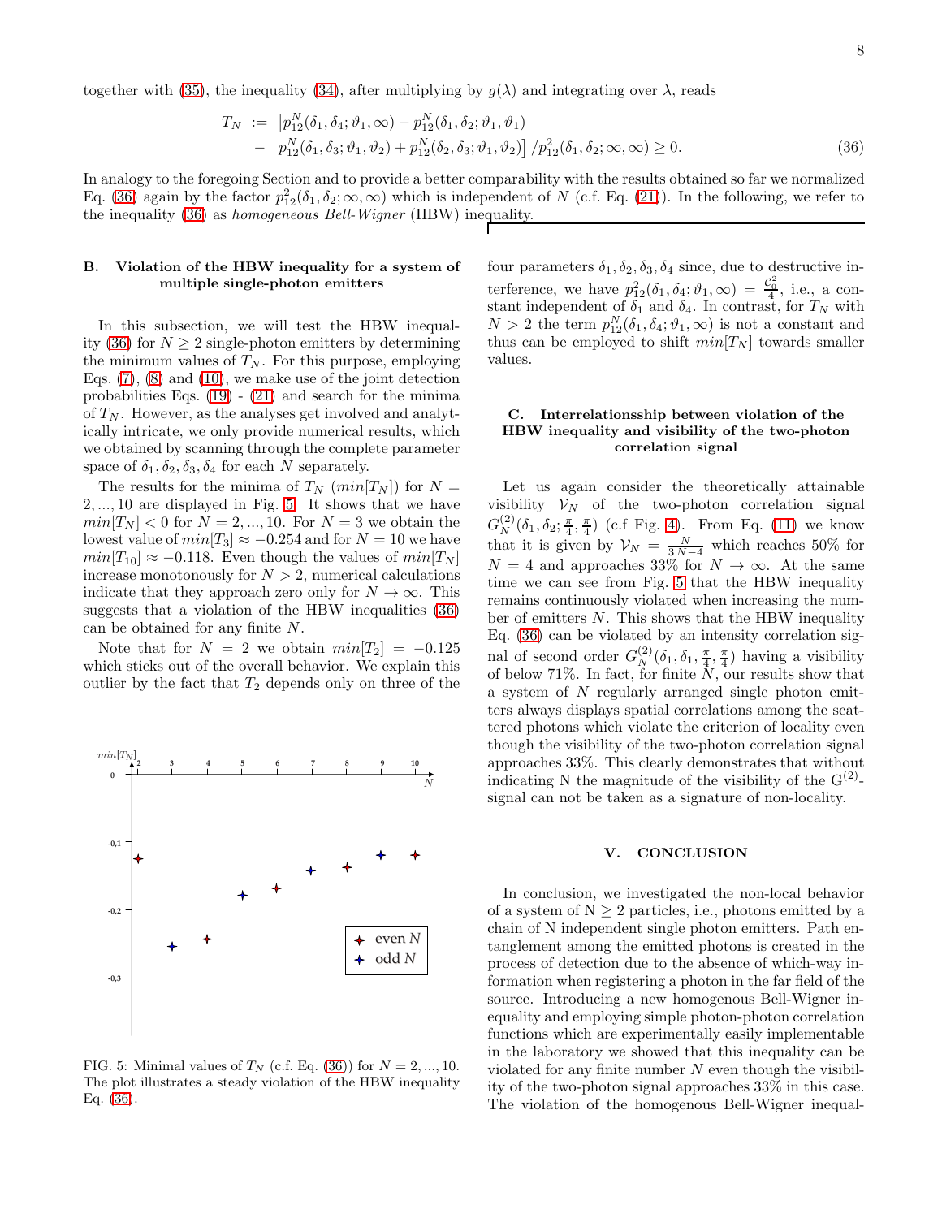together with (35), the inequality (34), after multiplying by $g(\lambda)$ and integrating over $\lambda$, reads

$$
\begin{aligned}
T_N \; := \; & \left[ p_{12}^N(\delta_1, \delta_4; \vartheta_1, \infty) - p_{12}^N(\delta_1, \delta_2; \vartheta_1, \vartheta_1) \right. \\
& \left. - \; p_{12}^N(\delta_1, \delta_3; \vartheta_1, \vartheta_2) + p_{12}^N(\delta_2, \delta_3; \vartheta_1, \vartheta_2) \right] / p_{12}^2(\delta_1, \delta_2; \infty, \infty) \geq 0. \qquad (36)
\end{aligned}
$$

In analogy to the foregoing Section and to provide a better comparability with the results obtained so far we normalized Eq. (36) again by the factor $p_{12}^2(\delta_1, \delta_2; \infty, \infty)$ which is independent of $N$ (c.f. Eq. (21)). In the following, we refer to the inequality (36) as *homogeneous Bell-Wigner* (HBW) inequality.

### B. Violation of the HBW inequality for a system of multiple single-photon emitters

In this subsection, we will test the HBW inequality (36) for $N \geq 2$ single-photon emitters by determining the minimum values of $T_N$. For this purpose, employing Eqs. (7), (8) and (10), we make use of the joint detection probabilities Eqs. (19) - (21) and search for the minima of $T_N$. However, as the analyses get involved and analytically intricate, we only provide numerical results, which we obtained by scanning through the complete parameter space of $\delta_1, \delta_2, \delta_3, \delta_4$ for each $N$ separately.

The results for the minima of $T_N$ ($min[T_N]$) for $N = 2, ..., 10$ are displayed in Fig. 5. It shows that we have $min[T_N] < 0$ for $N = 2, ..., 10$. For $N = 3$ we obtain the lowest value of $min[T_3] \approx -0.254$ and for $N = 10$ we have $min[T_{10}] \approx -0.118$. Even though the values of $min[T_N]$ increase monotonously for $N > 2$, numerical calculations indicate that they approach zero only for $N \to \infty$. This suggests that a violation of the HBW inequalities (36) can be obtained for any finite $N$.

Note that for $N = 2$ we obtain $min[T_2] = -0.125$ which sticks out of the overall behavior. We explain this outlier by the fact that $T_2$ depends only on three of the four parameters $\delta_1, \delta_2, \delta_3, \delta_4$ since, due to destructive interference, we have $p_{12}^2(\delta_1, \delta_4; \vartheta_1, \infty) = \frac{\mathcal{C}_0^2}{4}$, i.e., a constant independent of $\delta_1$ and $\delta_4$. In contrast, for $T_N$ with $N > 2$ the term $p_{12}^N(\delta_1, \delta_4; \vartheta_1, \infty)$ is not a constant and thus can be employed to shift $min[T_N]$ towards smaller values.

$min[T_N]$

2 3 4 5 6 7 8 9 10

0

$N$

-0,1

-0,2

-0,3

even $N$

odd $N$

FIG. 5: Minimal values of $T_N$ (c.f. Eq. (36)) for $N = 2, ..., 10$. The plot illustrates a steady violation of the HBW inequality Eq. (36).

### C. Interrelationsship between violation of the HBW inequality and visibility of the two-photon correlation signal

Let us again consider the theoretically attainable visibility $\mathcal{V}_N$ of the two-photon correlation signal $G_N^{(2)}(\delta_1, \delta_2; \frac{\pi}{4}, \frac{\pi}{4})$ (c.f Fig. 4). From Eq. (11) we know that it is given by $\mathcal{V}_N = \frac{N}{3N-4}$ which reaches 50% for $N = 4$ and approaches 33% for $N \to \infty$. At the same time we can see from Fig. 5 that the HBW inequality remains continuously violated when increasing the number of emitters $N$. This shows that the HBW inequality Eq. (36) can be violated by an intensity correlation signal of second order $G_N^{(2)}(\delta_1, \delta_1, \frac{\pi}{4}, \frac{\pi}{4})$ having a visibility of below 71%. In fact, for finite $N$, our results show that a system of $N$ regularly arranged single photon emitters always displays spatial correlations among the scattered photons which violate the criterion of locality even though the visibility of the two-photon correlation signal approaches 33%. This clearly demonstrates that without indicating N the magnitude of the visibility of the $G^{(2)}$-signal can not be taken as a signature of non-locality.

## V. CONCLUSION

In conclusion, we investigated the non-local behavior of a system of N $\geq 2$ particles, i.e., photons emitted by a chain of N independent single photon emitters. Path entanglement among the emitted photons is created in the process of detection due to the absence of which-way information when registering a photon in the far field of the source. Introducing a new homogenous Bell-Wigner inequality and employing simple photon-photon correlation functions which are experimentally easily implementable in the laboratory we showed that this inequality can be violated for any finite number $N$ even though the visibility of the two-photon signal approaches 33% in this case. The violation of the homogenous Bell-Wigner inequal-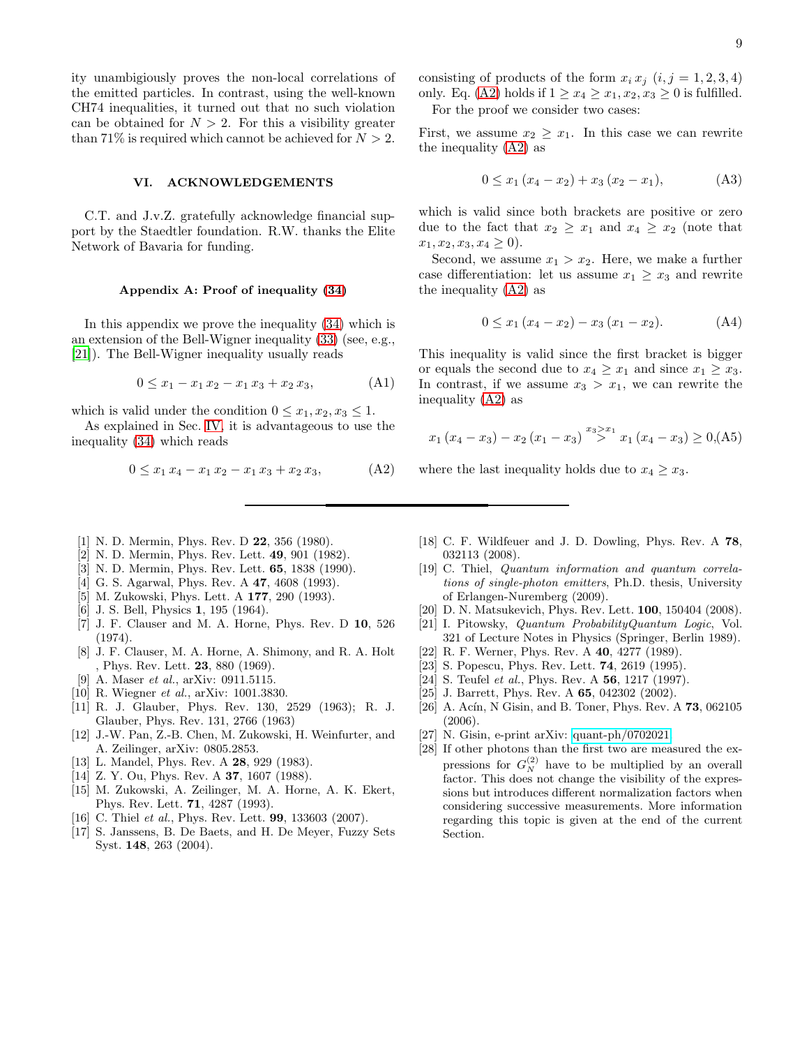ity unambiguously proves the non-local correlations of the emitted particles. In contrast, using the well-known CH74 inequalities, it turned out that no such violation can be obtained for $N > 2$. For this a visibility greater than 71% is required which cannot be achieved for $N > 2$.

## VI. ACKNOWLEDGEMENTS

C.T. and J.v.Z. gratefully acknowledge financial support by the Staedtler foundation. R.W. thanks the Elite Network of Bavaria for funding.

### Appendix A: Proof of inequality (34)

In this appendix we prove the inequality (34) which is an extension of the Bell-Wigner inequality (33) (see, e.g., [21]). The Bell-Wigner inequality usually reads

$$0 \leq x_1 - x_1\, x_2 - x_1\, x_3 + x_2\, x_3, \tag{A1}$$

which is valid under the condition $0 \leq x_1, x_2, x_3 \leq 1$.

As explained in Sec. IV, it is advantageous to use the inequality (34) which reads

$$0 \leq x_1\, x_4 - x_1\, x_2 - x_1\, x_3 + x_2\, x_3, \tag{A2}$$

consisting of products of the form $x_i\, x_j$ $(i, j = 1, 2, 3, 4)$ only. Eq. (A2) holds if $1 \geq x_4 \geq x_1, x_2, x_3 \geq 0$ is fulfilled.

For the proof we consider two cases:

First, we assume $x_2 \geq x_1$. In this case we can rewrite the inequality (A2) as

$$0 \leq x_1\,(x_4 - x_2) + x_3\,(x_2 - x_1), \tag{A3}$$

which is valid since both brackets are positive or zero due to the fact that $x_2 \geq x_1$ and $x_4 \geq x_2$ (note that $x_1, x_2, x_3, x_4 \geq 0$).

Second, we assume $x_1 > x_2$. Here, we make a further case differentiation: let us assume $x_1 \geq x_3$ and rewrite the inequality (A2) as

$$0 \leq x_1\,(x_4 - x_2) - x_3\,(x_1 - x_2). \tag{A4}$$

This inequality is valid since the first bracket is bigger or equals the second due to $x_4 \geq x_1$ and since $x_1 \geq x_3$. In contrast, if we assume $x_3 > x_1$, we can rewrite the inequality (A2) as

$$x_1\,(x_4 - x_3) - x_2\,(x_1 - x_3) \overset{x_3 > x_1}{>} x_1\,(x_4 - x_3) \geq 0, \tag{A5}$$

where the last inequality holds due to $x_4 \geq x_3$.

---

[1] N. D. Mermin, Phys. Rev. D **22**, 356 (1980).
[2] N. D. Mermin, Phys. Rev. Lett. **49**, 901 (1982).
[3] N. D. Mermin, Phys. Rev. Lett. **65**, 1838 (1990).
[4] G. S. Agarwal, Phys. Rev. A **47**, 4608 (1993).
[5] M. Zukowski, Phys. Lett. A **177**, 290 (1993).
[6] J. S. Bell, Physics **1**, 195 (1964).
[7] J. F. Clauser and M. A. Horne, Phys. Rev. D **10**, 526 (1974).
[8] J. F. Clauser, M. A. Horne, A. Shimony, and R. A. Holt , Phys. Rev. Lett. **23**, 880 (1969).
[9] A. Maser *et al.*, arXiv: 0911.5115.
[10] R. Wiegner *et al.*, arXiv: 1001.3830.
[11] R. J. Glauber, Phys. Rev. 130, 2529 (1963); R. J. Glauber, Phys. Rev. 131, 2766 (1963)
[12] J.-W. Pan, Z.-B. Chen, M. Zukowski, H. Weinfurter, and A. Zeilinger, arXiv: 0805.2853.
[13] L. Mandel, Phys. Rev. A **28**, 929 (1983).
[14] Z. Y. Ou, Phys. Rev. A **37**, 1607 (1988).
[15] M. Zukowski, A. Zeilinger, M. A. Horne, A. K. Ekert, Phys. Rev. Lett. **71**, 4287 (1993).
[16] C. Thiel *et al.*, Phys. Rev. Lett. **99**, 133603 (2007).
[17] S. Janssens, B. De Baets, and H. De Meyer, Fuzzy Sets Syst. **148**, 263 (2004).
[18] C. F. Wildfeuer and J. D. Dowling, Phys. Rev. A **78**, 032113 (2008).
[19] C. Thiel, *Quantum information and quantum correlations of single-photon emitters*, Ph.D. thesis, University of Erlangen-Nuremberg (2009).
[20] D. N. Matsukevich, Phys. Rev. Lett. **100**, 150404 (2008).
[21] I. Pitowsky, *Quantum ProbabilityQuantum Logic*, Vol. 321 of Lecture Notes in Physics (Springer, Berlin 1989).
[22] R. F. Werner, Phys. Rev. A **40**, 4277 (1989).
[23] S. Popescu, Phys. Rev. Lett. **74**, 2619 (1995).
[24] S. Teufel *et al.*, Phys. Rev. A **56**, 1217 (1997).
[25] J. Barrett, Phys. Rev. A **65**, 042302 (2002).
[26] A. Acín, N Gisin, and B. Toner, Phys. Rev. A **73**, 062105 (2006).
[27] N. Gisin, e-print arXiv: quant-ph/0702021
[28] If other photons than the first two are measured the expressions for $G_N^{(2)}$ have to be multiplied by an overall factor. This does not change the visibility of the expressions but introduces different normalization factors when considering successive measurements. More information regarding this topic is given at the end of the current Section.